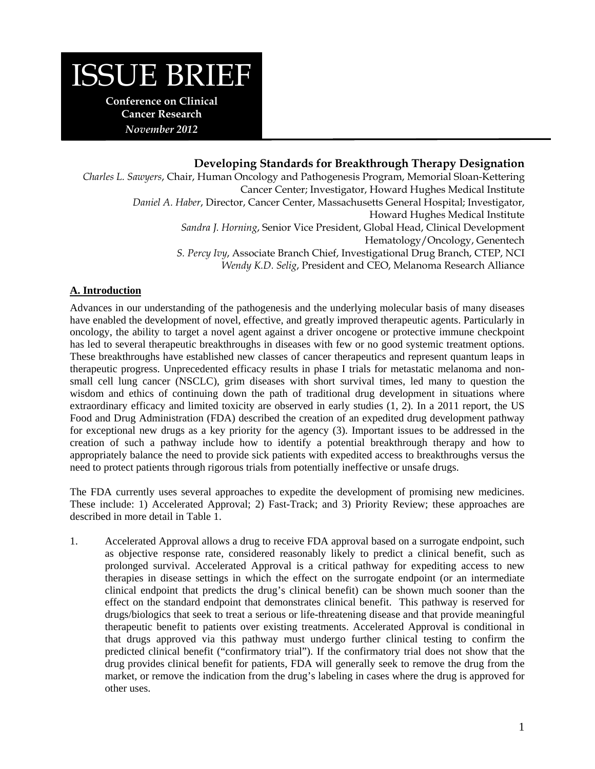# ISSUE BRIEF

**Conference on Clinical Cancer Research**
***November 2012***

## Developing Standards for Breakthrough Therapy Designation

*Charles L. Sawyers*, Chair, Human Oncology and Pathogenesis Program, Memorial Sloan-Kettering Cancer Center; Investigator, Howard Hughes Medical Institute
*Daniel A. Haber*, Director, Cancer Center, Massachusetts General Hospital; Investigator, Howard Hughes Medical Institute
*Sandra J. Horning*, Senior Vice President, Global Head, Clinical Development Hematology/Oncology, Genentech
*S. Percy Ivy*, Associate Branch Chief, Investigational Drug Branch, CTEP, NCI
*Wendy K.D. Selig*, President and CEO, Melanoma Research Alliance

### A. Introduction

Advances in our understanding of the pathogenesis and the underlying molecular basis of many diseases have enabled the development of novel, effective, and greatly improved therapeutic agents. Particularly in oncology, the ability to target a novel agent against a driver oncogene or protective immune checkpoint has led to several therapeutic breakthroughs in diseases with few or no good systemic treatment options. These breakthroughs have established new classes of cancer therapeutics and represent quantum leaps in therapeutic progress. Unprecedented efficacy results in phase I trials for metastatic melanoma and non-small cell lung cancer (NSCLC), grim diseases with short survival times, led many to question the wisdom and ethics of continuing down the path of traditional drug development in situations where extraordinary efficacy and limited toxicity are observed in early studies (1, 2). In a 2011 report, the US Food and Drug Administration (FDA) described the creation of an expedited drug development pathway for exceptional new drugs as a key priority for the agency (3). Important issues to be addressed in the creation of such a pathway include how to identify a potential breakthrough therapy and how to appropriately balance the need to provide sick patients with expedited access to breakthroughs versus the need to protect patients through rigorous trials from potentially ineffective or unsafe drugs.

The FDA currently uses several approaches to expedite the development of promising new medicines. These include: 1) Accelerated Approval; 2) Fast-Track; and 3) Priority Review; these approaches are described in more detail in Table 1.

1. Accelerated Approval allows a drug to receive FDA approval based on a surrogate endpoint, such as objective response rate, considered reasonably likely to predict a clinical benefit, such as prolonged survival. Accelerated Approval is a critical pathway for expediting access to new therapies in disease settings in which the effect on the surrogate endpoint (or an intermediate clinical endpoint that predicts the drug's clinical benefit) can be shown much sooner than the effect on the standard endpoint that demonstrates clinical benefit. This pathway is reserved for drugs/biologics that seek to treat a serious or life-threatening disease and that provide meaningful therapeutic benefit to patients over existing treatments. Accelerated Approval is conditional in that drugs approved via this pathway must undergo further clinical testing to confirm the predicted clinical benefit ("confirmatory trial"). If the confirmatory trial does not show that the drug provides clinical benefit for patients, FDA will generally seek to remove the drug from the market, or remove the indication from the drug's labeling in cases where the drug is approved for other uses.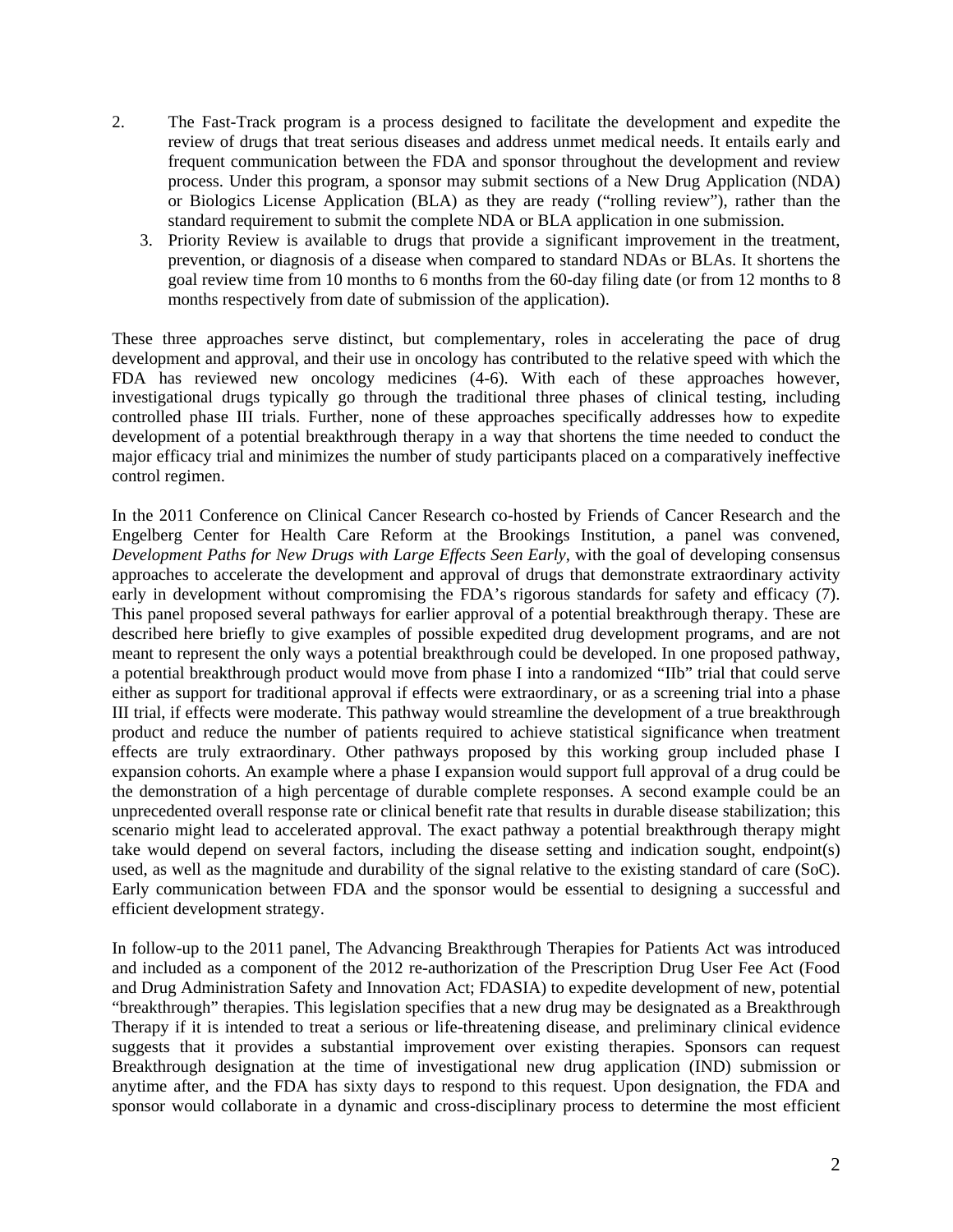2. The Fast-Track program is a process designed to facilitate the development and expedite the review of drugs that treat serious diseases and address unmet medical needs. It entails early and frequent communication between the FDA and sponsor throughout the development and review process. Under this program, a sponsor may submit sections of a New Drug Application (NDA) or Biologics License Application (BLA) as they are ready ("rolling review"), rather than the standard requirement to submit the complete NDA or BLA application in one submission.
3. Priority Review is available to drugs that provide a significant improvement in the treatment, prevention, or diagnosis of a disease when compared to standard NDAs or BLAs. It shortens the goal review time from 10 months to 6 months from the 60-day filing date (or from 12 months to 8 months respectively from date of submission of the application).

These three approaches serve distinct, but complementary, roles in accelerating the pace of drug development and approval, and their use in oncology has contributed to the relative speed with which the FDA has reviewed new oncology medicines (4-6). With each of these approaches however, investigational drugs typically go through the traditional three phases of clinical testing, including controlled phase III trials. Further, none of these approaches specifically addresses how to expedite development of a potential breakthrough therapy in a way that shortens the time needed to conduct the major efficacy trial and minimizes the number of study participants placed on a comparatively ineffective control regimen.

In the 2011 Conference on Clinical Cancer Research co-hosted by Friends of Cancer Research and the Engelberg Center for Health Care Reform at the Brookings Institution, a panel was convened, *Development Paths for New Drugs with Large Effects Seen Early*, with the goal of developing consensus approaches to accelerate the development and approval of drugs that demonstrate extraordinary activity early in development without compromising the FDA's rigorous standards for safety and efficacy (7). This panel proposed several pathways for earlier approval of a potential breakthrough therapy. These are described here briefly to give examples of possible expedited drug development programs, and are not meant to represent the only ways a potential breakthrough could be developed. In one proposed pathway, a potential breakthrough product would move from phase I into a randomized "IIb" trial that could serve either as support for traditional approval if effects were extraordinary, or as a screening trial into a phase III trial, if effects were moderate. This pathway would streamline the development of a true breakthrough product and reduce the number of patients required to achieve statistical significance when treatment effects are truly extraordinary. Other pathways proposed by this working group included phase I expansion cohorts. An example where a phase I expansion would support full approval of a drug could be the demonstration of a high percentage of durable complete responses. A second example could be an unprecedented overall response rate or clinical benefit rate that results in durable disease stabilization; this scenario might lead to accelerated approval. The exact pathway a potential breakthrough therapy might take would depend on several factors, including the disease setting and indication sought, endpoint(s) used, as well as the magnitude and durability of the signal relative to the existing standard of care (SoC). Early communication between FDA and the sponsor would be essential to designing a successful and efficient development strategy.

In follow-up to the 2011 panel, The Advancing Breakthrough Therapies for Patients Act was introduced and included as a component of the 2012 re-authorization of the Prescription Drug User Fee Act (Food and Drug Administration Safety and Innovation Act; FDASIA) to expedite development of new, potential "breakthrough" therapies. This legislation specifies that a new drug may be designated as a Breakthrough Therapy if it is intended to treat a serious or life-threatening disease, and preliminary clinical evidence suggests that it provides a substantial improvement over existing therapies. Sponsors can request Breakthrough designation at the time of investigational new drug application (IND) submission or anytime after, and the FDA has sixty days to respond to this request. Upon designation, the FDA and sponsor would collaborate in a dynamic and cross-disciplinary process to determine the most efficient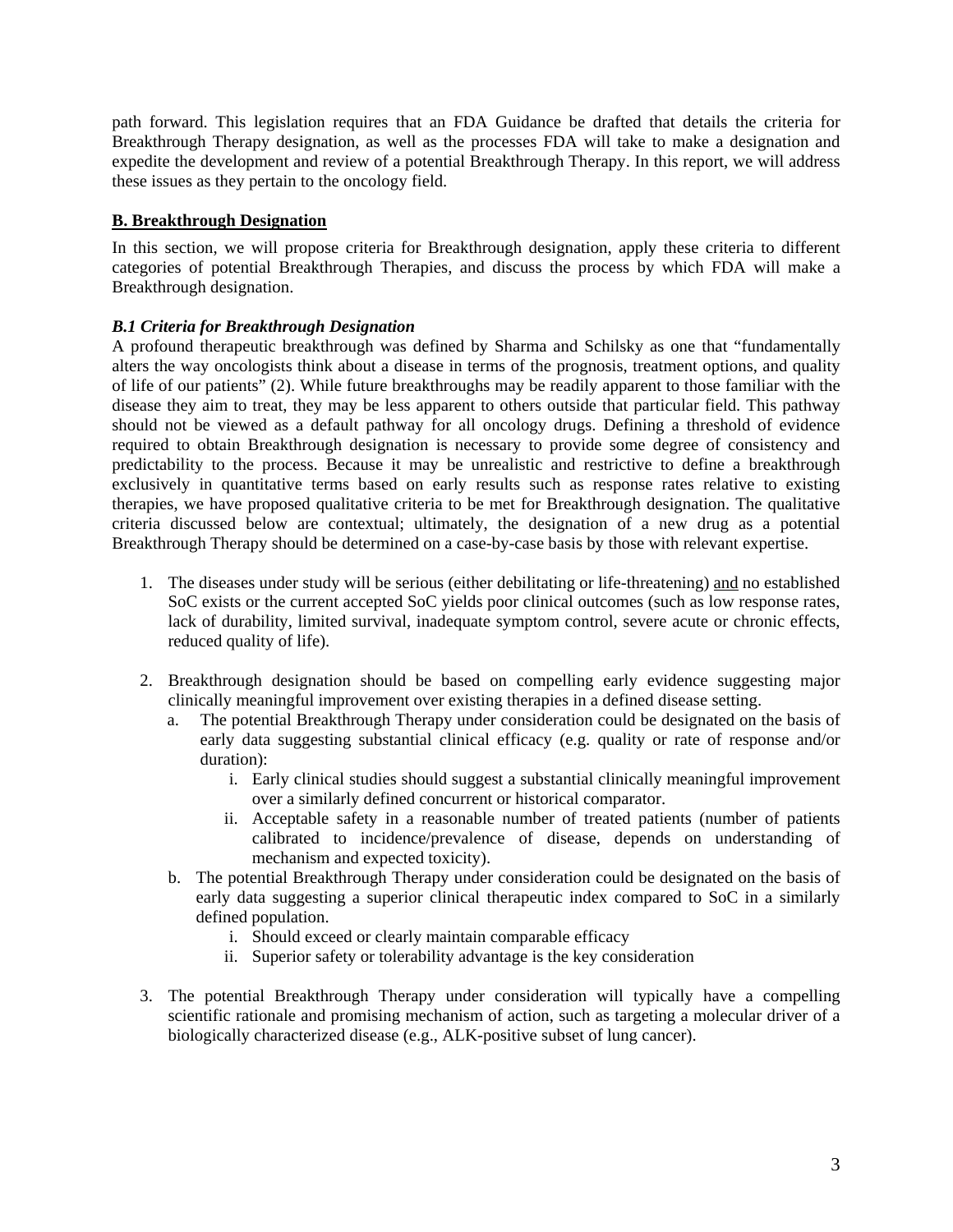path forward. This legislation requires that an FDA Guidance be drafted that details the criteria for Breakthrough Therapy designation, as well as the processes FDA will take to make a designation and expedite the development and review of a potential Breakthrough Therapy. In this report, we will address these issues as they pertain to the oncology field.

## B. Breakthrough Designation

In this section, we will propose criteria for Breakthrough designation, apply these criteria to different categories of potential Breakthrough Therapies, and discuss the process by which FDA will make a Breakthrough designation.

### *B.1 Criteria for Breakthrough Designation*

A profound therapeutic breakthrough was defined by Sharma and Schilsky as one that "fundamentally alters the way oncologists think about a disease in terms of the prognosis, treatment options, and quality of life of our patients" (2). While future breakthroughs may be readily apparent to those familiar with the disease they aim to treat, they may be less apparent to others outside that particular field. This pathway should not be viewed as a default pathway for all oncology drugs. Defining a threshold of evidence required to obtain Breakthrough designation is necessary to provide some degree of consistency and predictability to the process. Because it may be unrealistic and restrictive to define a breakthrough exclusively in quantitative terms based on early results such as response rates relative to existing therapies, we have proposed qualitative criteria to be met for Breakthrough designation. The qualitative criteria discussed below are contextual; ultimately, the designation of a new drug as a potential Breakthrough Therapy should be determined on a case-by-case basis by those with relevant expertise.

1. The diseases under study will be serious (either debilitating or life-threatening) and no established SoC exists or the current accepted SoC yields poor clinical outcomes (such as low response rates, lack of durability, limited survival, inadequate symptom control, severe acute or chronic effects, reduced quality of life).

2. Breakthrough designation should be based on compelling early evidence suggesting major clinically meaningful improvement over existing therapies in a defined disease setting.
   a. The potential Breakthrough Therapy under consideration could be designated on the basis of early data suggesting substantial clinical efficacy (e.g. quality or rate of response and/or duration):
      i. Early clinical studies should suggest a substantial clinically meaningful improvement over a similarly defined concurrent or historical comparator.
      ii. Acceptable safety in a reasonable number of treated patients (number of patients calibrated to incidence/prevalence of disease, depends on understanding of mechanism and expected toxicity).
   b. The potential Breakthrough Therapy under consideration could be designated on the basis of early data suggesting a superior clinical therapeutic index compared to SoC in a similarly defined population.
      i. Should exceed or clearly maintain comparable efficacy
      ii. Superior safety or tolerability advantage is the key consideration

3. The potential Breakthrough Therapy under consideration will typically have a compelling scientific rationale and promising mechanism of action, such as targeting a molecular driver of a biologically characterized disease (e.g., ALK-positive subset of lung cancer).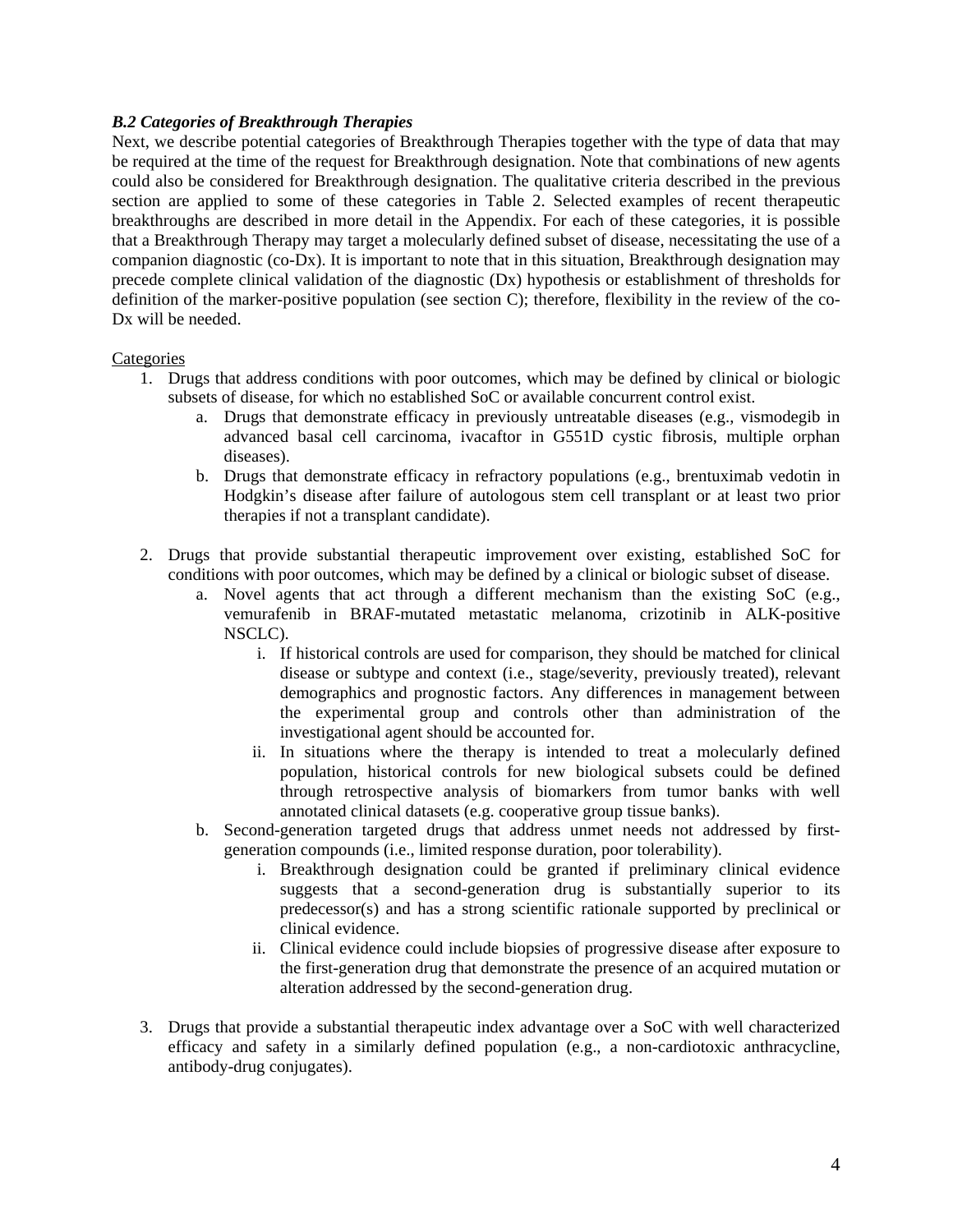***B.2 Categories of Breakthrough Therapies***

Next, we describe potential categories of Breakthrough Therapies together with the type of data that may be required at the time of the request for Breakthrough designation. Note that combinations of new agents could also be considered for Breakthrough designation. The qualitative criteria described in the previous section are applied to some of these categories in Table 2. Selected examples of recent therapeutic breakthroughs are described in more detail in the Appendix. For each of these categories, it is possible that a Breakthrough Therapy may target a molecularly defined subset of disease, necessitating the use of a companion diagnostic (co-Dx). It is important to note that in this situation, Breakthrough designation may precede complete clinical validation of the diagnostic (Dx) hypothesis or establishment of thresholds for definition of the marker-positive population (see section C); therefore, flexibility in the review of the co-Dx will be needed.

<u>Categories</u>

1. Drugs that address conditions with poor outcomes, which may be defined by clinical or biologic subsets of disease, for which no established SoC or available concurrent control exist.
    a. Drugs that demonstrate efficacy in previously untreatable diseases (e.g., vismodegib in advanced basal cell carcinoma, ivacaftor in G551D cystic fibrosis, multiple orphan diseases).
    b. Drugs that demonstrate efficacy in refractory populations (e.g., brentuximab vedotin in Hodgkin's disease after failure of autologous stem cell transplant or at least two prior therapies if not a transplant candidate).

2. Drugs that provide substantial therapeutic improvement over existing, established SoC for conditions with poor outcomes, which may be defined by a clinical or biologic subset of disease.
    a. Novel agents that act through a different mechanism than the existing SoC (e.g., vemurafenib in BRAF-mutated metastatic melanoma, crizotinib in ALK-positive NSCLC).
        i. If historical controls are used for comparison, they should be matched for clinical disease or subtype and context (i.e., stage/severity, previously treated), relevant demographics and prognostic factors. Any differences in management between the experimental group and controls other than administration of the investigational agent should be accounted for.
        ii. In situations where the therapy is intended to treat a molecularly defined population, historical controls for new biological subsets could be defined through retrospective analysis of biomarkers from tumor banks with well annotated clinical datasets (e.g. cooperative group tissue banks).
    b. Second-generation targeted drugs that address unmet needs not addressed by first-generation compounds (i.e., limited response duration, poor tolerability).
        i. Breakthrough designation could be granted if preliminary clinical evidence suggests that a second-generation drug is substantially superior to its predecessor(s) and has a strong scientific rationale supported by preclinical or clinical evidence.
        ii. Clinical evidence could include biopsies of progressive disease after exposure to the first-generation drug that demonstrate the presence of an acquired mutation or alteration addressed by the second-generation drug.

3. Drugs that provide a substantial therapeutic index advantage over a SoC with well characterized efficacy and safety in a similarly defined population (e.g., a non-cardiotoxic anthracycline, antibody-drug conjugates).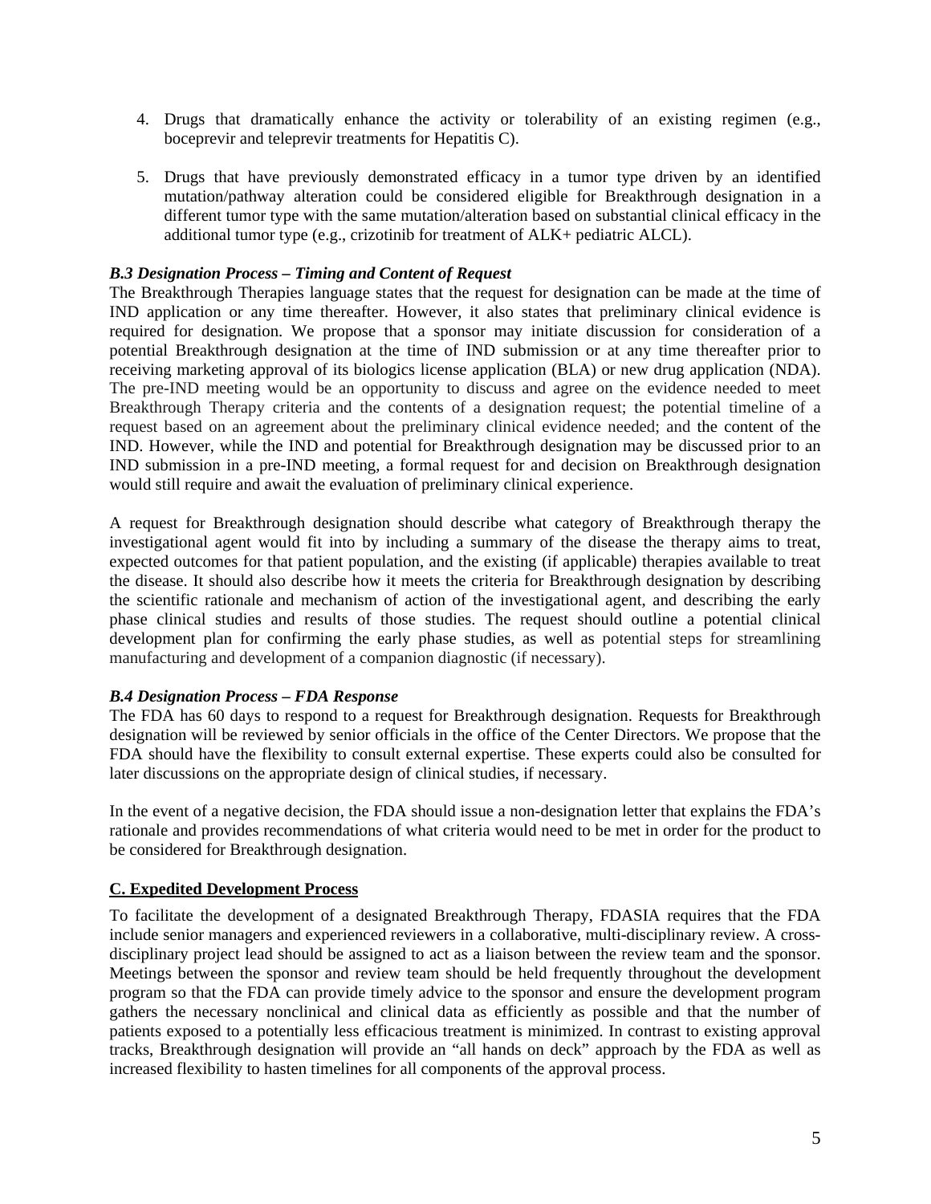4. Drugs that dramatically enhance the activity or tolerability of an existing regimen (e.g., boceprevir and teleprevir treatments for Hepatitis C).

5. Drugs that have previously demonstrated efficacy in a tumor type driven by an identified mutation/pathway alteration could be considered eligible for Breakthrough designation in a different tumor type with the same mutation/alteration based on substantial clinical efficacy in the additional tumor type (e.g., crizotinib for treatment of ALK+ pediatric ALCL).

***B.3 Designation Process – Timing and Content of Request***

The Breakthrough Therapies language states that the request for designation can be made at the time of IND application or any time thereafter. However, it also states that preliminary clinical evidence is required for designation. We propose that a sponsor may initiate discussion for consideration of a potential Breakthrough designation at the time of IND submission or at any time thereafter prior to receiving marketing approval of its biologics license application (BLA) or new drug application (NDA). The pre-IND meeting would be an opportunity to discuss and agree on the evidence needed to meet Breakthrough Therapy criteria and the contents of a designation request; the potential timeline of a request based on an agreement about the preliminary clinical evidence needed; and the content of the IND. However, while the IND and potential for Breakthrough designation may be discussed prior to an IND submission in a pre-IND meeting, a formal request for and decision on Breakthrough designation would still require and await the evaluation of preliminary clinical experience.

A request for Breakthrough designation should describe what category of Breakthrough therapy the investigational agent would fit into by including a summary of the disease the therapy aims to treat, expected outcomes for that patient population, and the existing (if applicable) therapies available to treat the disease. It should also describe how it meets the criteria for Breakthrough designation by describing the scientific rationale and mechanism of action of the investigational agent, and describing the early phase clinical studies and results of those studies. The request should outline a potential clinical development plan for confirming the early phase studies, as well as potential steps for streamlining manufacturing and development of a companion diagnostic (if necessary).

***B.4 Designation Process – FDA Response***

The FDA has 60 days to respond to a request for Breakthrough designation. Requests for Breakthrough designation will be reviewed by senior officials in the office of the Center Directors. We propose that the FDA should have the flexibility to consult external expertise. These experts could also be consulted for later discussions on the appropriate design of clinical studies, if necessary.

In the event of a negative decision, the FDA should issue a non-designation letter that explains the FDA's rationale and provides recommendations of what criteria would need to be met in order for the product to be considered for Breakthrough designation.

**C. Expedited Development Process**

To facilitate the development of a designated Breakthrough Therapy, FDASIA requires that the FDA include senior managers and experienced reviewers in a collaborative, multi-disciplinary review. A cross-disciplinary project lead should be assigned to act as a liaison between the review team and the sponsor. Meetings between the sponsor and review team should be held frequently throughout the development program so that the FDA can provide timely advice to the sponsor and ensure the development program gathers the necessary nonclinical and clinical data as efficiently as possible and that the number of patients exposed to a potentially less efficacious treatment is minimized. In contrast to existing approval tracks, Breakthrough designation will provide an "all hands on deck" approach by the FDA as well as increased flexibility to hasten timelines for all components of the approval process.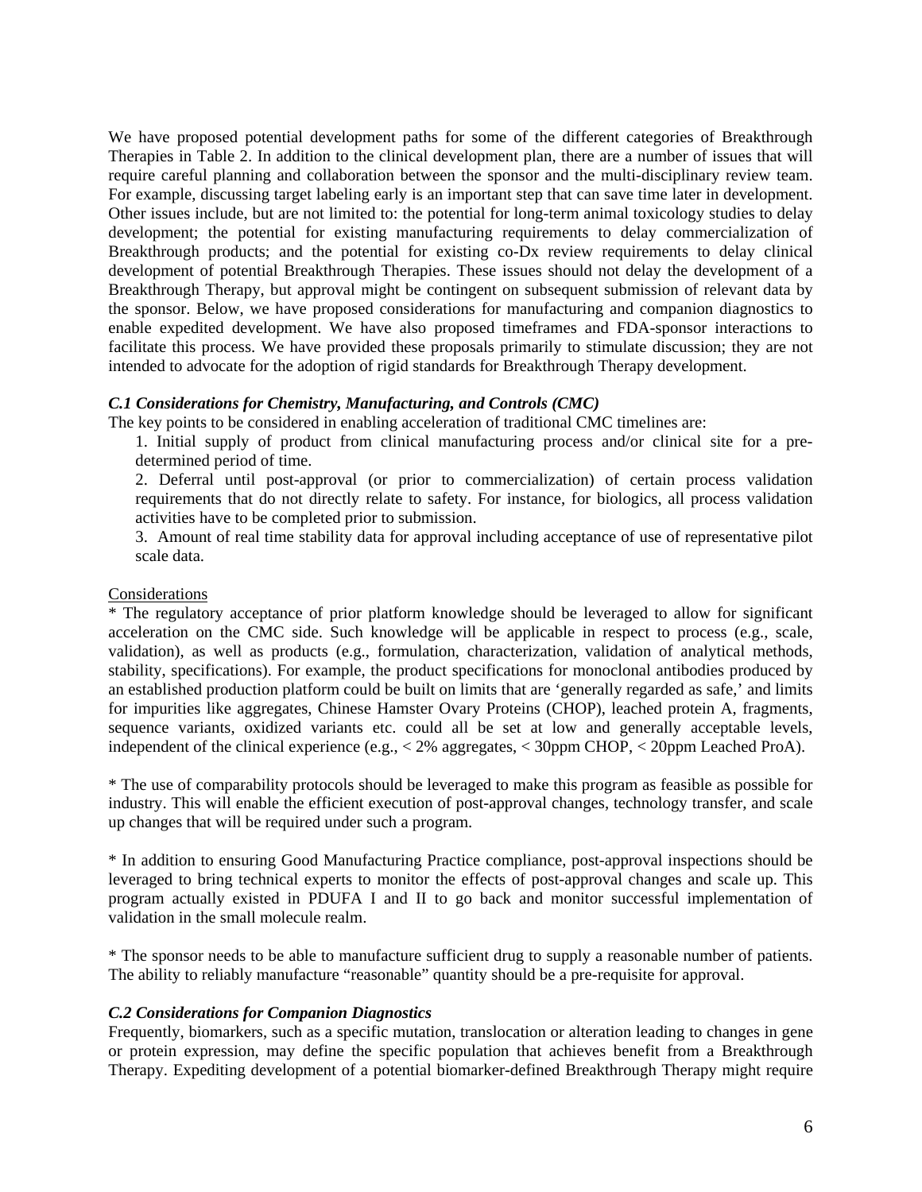We have proposed potential development paths for some of the different categories of Breakthrough Therapies in Table 2. In addition to the clinical development plan, there are a number of issues that will require careful planning and collaboration between the sponsor and the multi-disciplinary review team. For example, discussing target labeling early is an important step that can save time later in development. Other issues include, but are not limited to: the potential for long-term animal toxicology studies to delay development; the potential for existing manufacturing requirements to delay commercialization of Breakthrough products; and the potential for existing co-Dx review requirements to delay clinical development of potential Breakthrough Therapies. These issues should not delay the development of a Breakthrough Therapy, but approval might be contingent on subsequent submission of relevant data by the sponsor. Below, we have proposed considerations for manufacturing and companion diagnostics to enable expedited development. We have also proposed timeframes and FDA-sponsor interactions to facilitate this process. We have provided these proposals primarily to stimulate discussion; they are not intended to advocate for the adoption of rigid standards for Breakthrough Therapy development.

***C.1 Considerations for Chemistry, Manufacturing, and Controls (CMC)***

The key points to be considered in enabling acceleration of traditional CMC timelines are:

1. Initial supply of product from clinical manufacturing process and/or clinical site for a pre-determined period of time.
2. Deferral until post-approval (or prior to commercialization) of certain process validation requirements that do not directly relate to safety. For instance, for biologics, all process validation activities have to be completed prior to submission.
3. Amount of real time stability data for approval including acceptance of use of representative pilot scale data.

Considerations

* The regulatory acceptance of prior platform knowledge should be leveraged to allow for significant acceleration on the CMC side. Such knowledge will be applicable in respect to process (e.g., scale, validation), as well as products (e.g., formulation, characterization, validation of analytical methods, stability, specifications). For example, the product specifications for monoclonal antibodies produced by an established production platform could be built on limits that are 'generally regarded as safe,' and limits for impurities like aggregates, Chinese Hamster Ovary Proteins (CHOP), leached protein A, fragments, sequence variants, oxidized variants etc. could all be set at low and generally acceptable levels, independent of the clinical experience (e.g., < 2% aggregates, < 30ppm CHOP, < 20ppm Leached ProA).

* The use of comparability protocols should be leveraged to make this program as feasible as possible for industry. This will enable the efficient execution of post-approval changes, technology transfer, and scale up changes that will be required under such a program.

* In addition to ensuring Good Manufacturing Practice compliance, post-approval inspections should be leveraged to bring technical experts to monitor the effects of post-approval changes and scale up. This program actually existed in PDUFA I and II to go back and monitor successful implementation of validation in the small molecule realm.

* The sponsor needs to be able to manufacture sufficient drug to supply a reasonable number of patients. The ability to reliably manufacture "reasonable" quantity should be a pre-requisite for approval.

***C.2 Considerations for Companion Diagnostics***

Frequently, biomarkers, such as a specific mutation, translocation or alteration leading to changes in gene or protein expression, may define the specific population that achieves benefit from a Breakthrough Therapy. Expediting development of a potential biomarker-defined Breakthrough Therapy might require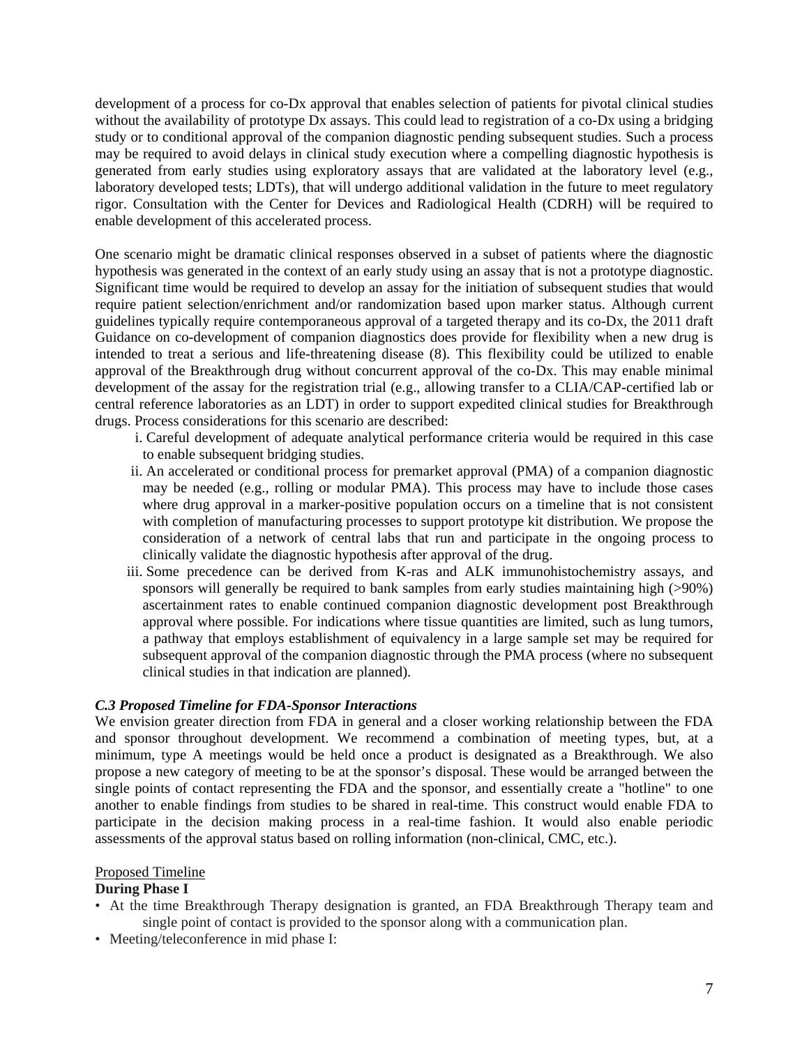development of a process for co-Dx approval that enables selection of patients for pivotal clinical studies without the availability of prototype Dx assays. This could lead to registration of a co-Dx using a bridging study or to conditional approval of the companion diagnostic pending subsequent studies. Such a process may be required to avoid delays in clinical study execution where a compelling diagnostic hypothesis is generated from early studies using exploratory assays that are validated at the laboratory level (e.g., laboratory developed tests; LDTs), that will undergo additional validation in the future to meet regulatory rigor. Consultation with the Center for Devices and Radiological Health (CDRH) will be required to enable development of this accelerated process.

One scenario might be dramatic clinical responses observed in a subset of patients where the diagnostic hypothesis was generated in the context of an early study using an assay that is not a prototype diagnostic. Significant time would be required to develop an assay for the initiation of subsequent studies that would require patient selection/enrichment and/or randomization based upon marker status. Although current guidelines typically require contemporaneous approval of a targeted therapy and its co-Dx, the 2011 draft Guidance on co-development of companion diagnostics does provide for flexibility when a new drug is intended to treat a serious and life-threatening disease (8). This flexibility could be utilized to enable approval of the Breakthrough drug without concurrent approval of the co-Dx. This may enable minimal development of the assay for the registration trial (e.g., allowing transfer to a CLIA/CAP-certified lab or central reference laboratories as an LDT) in order to support expedited clinical studies for Breakthrough drugs. Process considerations for this scenario are described:

i. Careful development of adequate analytical performance criteria would be required in this case to enable subsequent bridging studies.
ii. An accelerated or conditional process for premarket approval (PMA) of a companion diagnostic may be needed (e.g., rolling or modular PMA). This process may have to include those cases where drug approval in a marker-positive population occurs on a timeline that is not consistent with completion of manufacturing processes to support prototype kit distribution. We propose the consideration of a network of central labs that run and participate in the ongoing process to clinically validate the diagnostic hypothesis after approval of the drug.
iii. Some precedence can be derived from K-ras and ALK immunohistochemistry assays, and sponsors will generally be required to bank samples from early studies maintaining high (>90%) ascertainment rates to enable continued companion diagnostic development post Breakthrough approval where possible. For indications where tissue quantities are limited, such as lung tumors, a pathway that employs establishment of equivalency in a large sample set may be required for subsequent approval of the companion diagnostic through the PMA process (where no subsequent clinical studies in that indication are planned).

### *C.3 Proposed Timeline for FDA-Sponsor Interactions*

We envision greater direction from FDA in general and a closer working relationship between the FDA and sponsor throughout development. We recommend a combination of meeting types, but, at a minimum, type A meetings would be held once a product is designated as a Breakthrough. We also propose a new category of meeting to be at the sponsor's disposal. These would be arranged between the single points of contact representing the FDA and the sponsor, and essentially create a "hotline" to one another to enable findings from studies to be shared in real-time. This construct would enable FDA to participate in the decision making process in a real-time fashion. It would also enable periodic assessments of the approval status based on rolling information (non-clinical, CMC, etc.).

Proposed Timeline

**During Phase I**

- At the time Breakthrough Therapy designation is granted, an FDA Breakthrough Therapy team and single point of contact is provided to the sponsor along with a communication plan.
- Meeting/teleconference in mid phase I: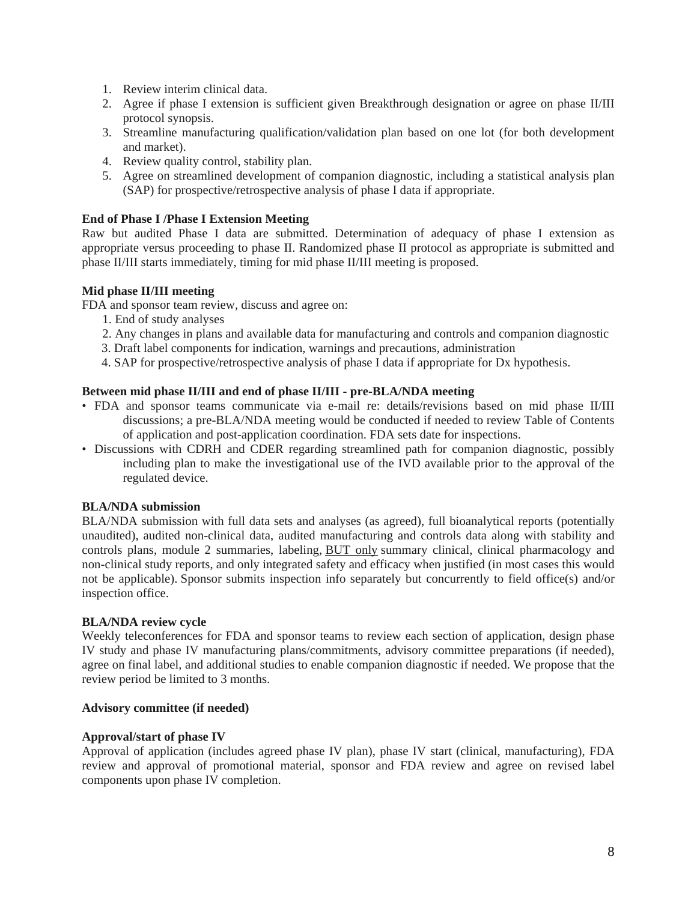1. Review interim clinical data.
2. Agree if phase I extension is sufficient given Breakthrough designation or agree on phase II/III protocol synopsis.
3. Streamline manufacturing qualification/validation plan based on one lot (for both development and market).
4. Review quality control, stability plan.
5. Agree on streamlined development of companion diagnostic, including a statistical analysis plan (SAP) for prospective/retrospective analysis of phase I data if appropriate.

**End of Phase I /Phase I Extension Meeting**

Raw but audited Phase I data are submitted. Determination of adequacy of phase I extension as appropriate versus proceeding to phase II. Randomized phase II protocol as appropriate is submitted and phase II/III starts immediately, timing for mid phase II/III meeting is proposed.

**Mid phase II/III meeting**

FDA and sponsor team review, discuss and agree on:

1. End of study analyses
2. Any changes in plans and available data for manufacturing and controls and companion diagnostic
3. Draft label components for indication, warnings and precautions, administration
4. SAP for prospective/retrospective analysis of phase I data if appropriate for Dx hypothesis.

**Between mid phase II/III and end of phase II/III - pre-BLA/NDA meeting**

- FDA and sponsor teams communicate via e-mail re: details/revisions based on mid phase II/III discussions; a pre-BLA/NDA meeting would be conducted if needed to review Table of Contents of application and post-application coordination. FDA sets date for inspections.
- Discussions with CDRH and CDER regarding streamlined path for companion diagnostic, possibly including plan to make the investigational use of the IVD available prior to the approval of the regulated device.

**BLA/NDA submission**

BLA/NDA submission with full data sets and analyses (as agreed), full bioanalytical reports (potentially unaudited), audited non-clinical data, audited manufacturing and controls data along with stability and controls plans, module 2 summaries, labeling, <u>BUT only</u> summary clinical, clinical pharmacology and non-clinical study reports, and only integrated safety and efficacy when justified (in most cases this would not be applicable). Sponsor submits inspection info separately but concurrently to field office(s) and/or inspection office.

**BLA/NDA review cycle**

Weekly teleconferences for FDA and sponsor teams to review each section of application, design phase IV study and phase IV manufacturing plans/commitments, advisory committee preparations (if needed), agree on final label, and additional studies to enable companion diagnostic if needed. We propose that the review period be limited to 3 months.

**Advisory committee (if needed)**

**Approval/start of phase IV**

Approval of application (includes agreed phase IV plan), phase IV start (clinical, manufacturing), FDA review and approval of promotional material, sponsor and FDA review and agree on revised label components upon phase IV completion.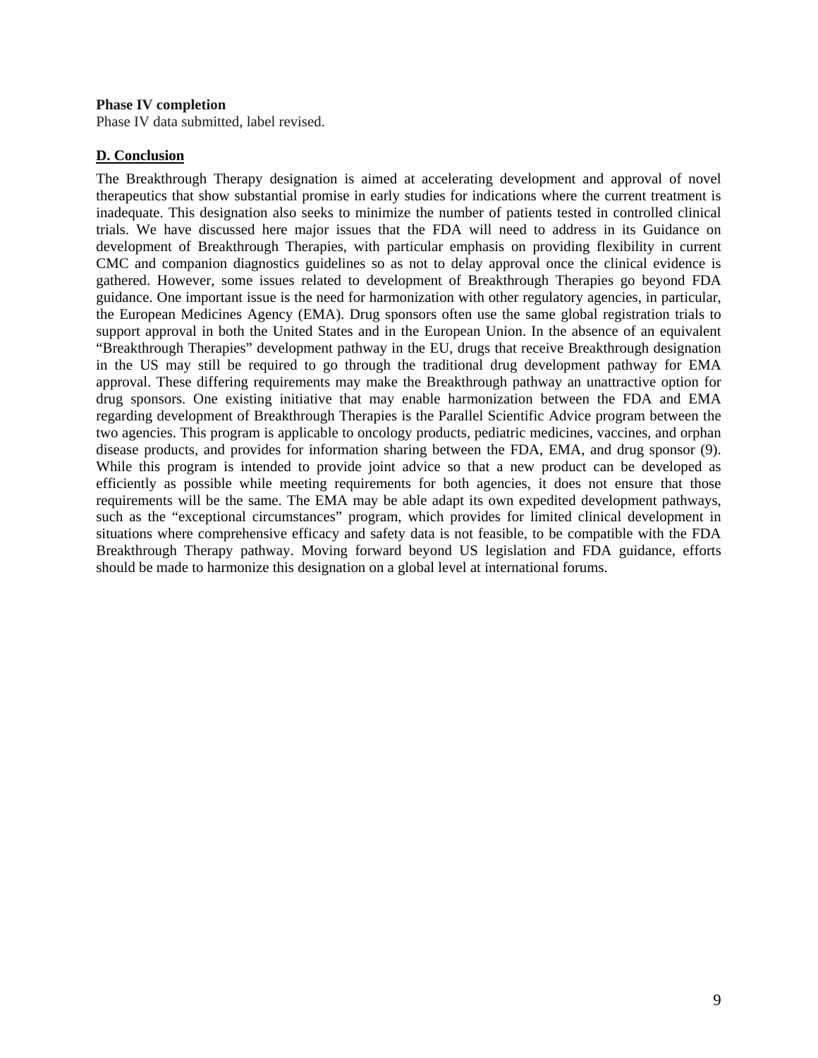**Phase IV completion**

Phase IV data submitted, label revised.

## D. Conclusion

The Breakthrough Therapy designation is aimed at accelerating development and approval of novel therapeutics that show substantial promise in early studies for indications where the current treatment is inadequate. This designation also seeks to minimize the number of patients tested in controlled clinical trials. We have discussed here major issues that the FDA will need to address in its Guidance on development of Breakthrough Therapies, with particular emphasis on providing flexibility in current CMC and companion diagnostics guidelines so as not to delay approval once the clinical evidence is gathered. However, some issues related to development of Breakthrough Therapies go beyond FDA guidance. One important issue is the need for harmonization with other regulatory agencies, in particular, the European Medicines Agency (EMA). Drug sponsors often use the same global registration trials to support approval in both the United States and in the European Union. In the absence of an equivalent "Breakthrough Therapies" development pathway in the EU, drugs that receive Breakthrough designation in the US may still be required to go through the traditional drug development pathway for EMA approval. These differing requirements may make the Breakthrough pathway an unattractive option for drug sponsors. One existing initiative that may enable harmonization between the FDA and EMA regarding development of Breakthrough Therapies is the Parallel Scientific Advice program between the two agencies. This program is applicable to oncology products, pediatric medicines, vaccines, and orphan disease products, and provides for information sharing between the FDA, EMA, and drug sponsor (9). While this program is intended to provide joint advice so that a new product can be developed as efficiently as possible while meeting requirements for both agencies, it does not ensure that those requirements will be the same. The EMA may be able adapt its own expedited development pathways, such as the "exceptional circumstances" program, which provides for limited clinical development in situations where comprehensive efficacy and safety data is not feasible, to be compatible with the FDA Breakthrough Therapy pathway. Moving forward beyond US legislation and FDA guidance, efforts should be made to harmonize this designation on a global level at international forums.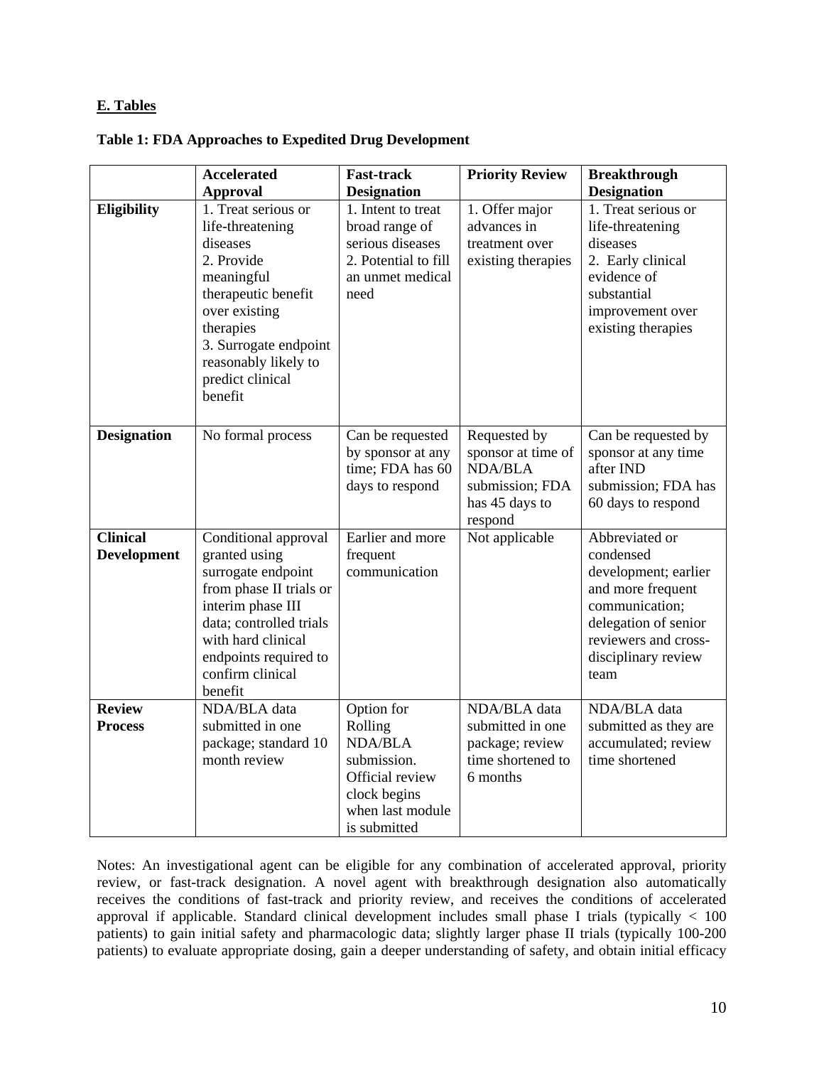**E. Tables**

**Table 1: FDA Approaches to Expedited Drug Development**

| | **Accelerated Approval** | **Fast-track Designation** | **Priority Review** | **Breakthrough Designation** |
|---|---|---|---|---|
| **Eligibility** | 1. Treat serious or life-threatening diseases<br>2. Provide meaningful therapeutic benefit over existing therapies<br>3. Surrogate endpoint reasonably likely to predict clinical benefit | 1. Intent to treat broad range of serious diseases<br>2. Potential to fill an unmet medical need | 1. Offer major advances in treatment over existing therapies | 1. Treat serious or life-threatening diseases<br>2. Early clinical evidence of substantial improvement over existing therapies |
| **Designation** | No formal process | Can be requested by sponsor at any time; FDA has 60 days to respond | Requested by sponsor at time of NDA/BLA submission; FDA has 45 days to respond | Can be requested by sponsor at any time after IND submission; FDA has 60 days to respond |
| **Clinical Development** | Conditional approval granted using surrogate endpoint from phase II trials or interim phase III data; controlled trials with hard clinical endpoints required to confirm clinical benefit | Earlier and more frequent communication | Not applicable | Abbreviated or condensed development; earlier and more frequent communication; delegation of senior reviewers and cross-disciplinary review team |
| **Review Process** | NDA/BLA data submitted in one package; standard 10 month review | Option for Rolling NDA/BLA submission. Official review clock begins when last module is submitted | NDA/BLA data submitted in one package; review time shortened to 6 months | NDA/BLA data submitted as they are accumulated; review time shortened |

Notes: An investigational agent can be eligible for any combination of accelerated approval, priority review, or fast-track designation. A novel agent with breakthrough designation also automatically receives the conditions of fast-track and priority review, and receives the conditions of accelerated approval if applicable. Standard clinical development includes small phase I trials (typically < 100 patients) to gain initial safety and pharmacologic data; slightly larger phase II trials (typically 100-200 patients) to evaluate appropriate dosing, gain a deeper understanding of safety, and obtain initial efficacy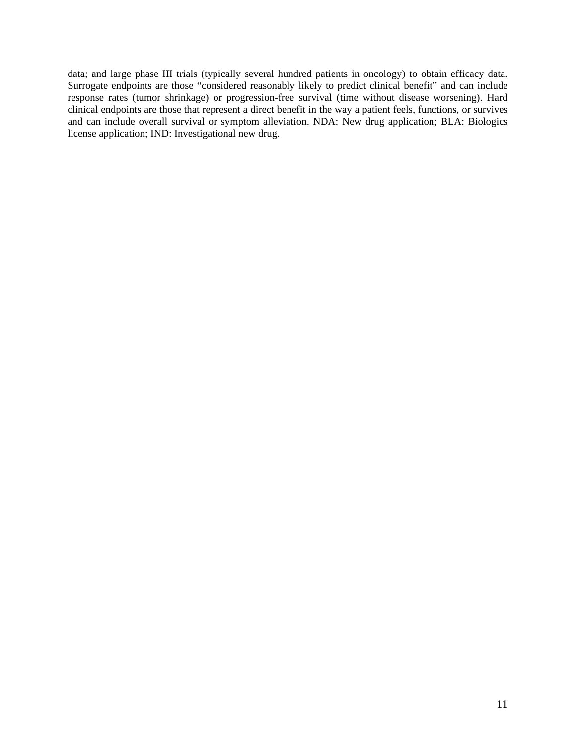data; and large phase III trials (typically several hundred patients in oncology) to obtain efficacy data. Surrogate endpoints are those "considered reasonably likely to predict clinical benefit" and can include response rates (tumor shrinkage) or progression-free survival (time without disease worsening). Hard clinical endpoints are those that represent a direct benefit in the way a patient feels, functions, or survives and can include overall survival or symptom alleviation. NDA: New drug application; BLA: Biologics license application; IND: Investigational new drug.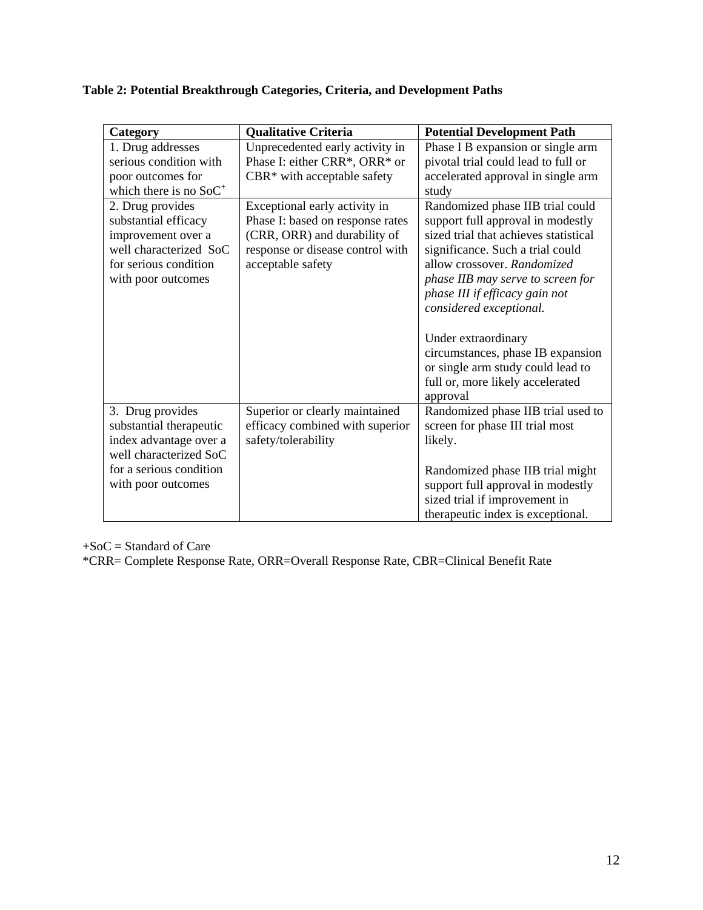**Table 2: Potential Breakthrough Categories, Criteria, and Development Paths**

| Category | Qualitative Criteria | Potential Development Path |
| --- | --- | --- |
| 1. Drug addresses serious condition with poor outcomes for which there is no SoC+ | Unprecedented early activity in Phase I: either CRR*, ORR* or CBR* with acceptable safety | Phase I B expansion or single arm pivotal trial could lead to full or accelerated approval in single arm study |
| 2. Drug provides substantial efficacy improvement over a well characterized SoC for serious condition with poor outcomes | Exceptional early activity in Phase I: based on response rates (CRR, ORR) and durability of response or disease control with acceptable safety | Randomized phase IIB trial could support full approval in modestly sized trial that achieves statistical significance. Such a trial could allow crossover. *Randomized phase IIB may serve to screen for phase III if efficacy gain not considered exceptional.*<br><br>Under extraordinary circumstances, phase IB expansion or single arm study could lead to full or, more likely accelerated approval |
| 3. Drug provides substantial therapeutic index advantage over a well characterized SoC for a serious condition with poor outcomes | Superior or clearly maintained efficacy combined with superior safety/tolerability | Randomized phase IIB trial used to screen for phase III trial most likely.<br><br>Randomized phase IIB trial might support full approval in modestly sized trial if improvement in therapeutic index is exceptional. |

+SoC = Standard of Care
*CRR= Complete Response Rate, ORR=Overall Response Rate, CBR=Clinical Benefit Rate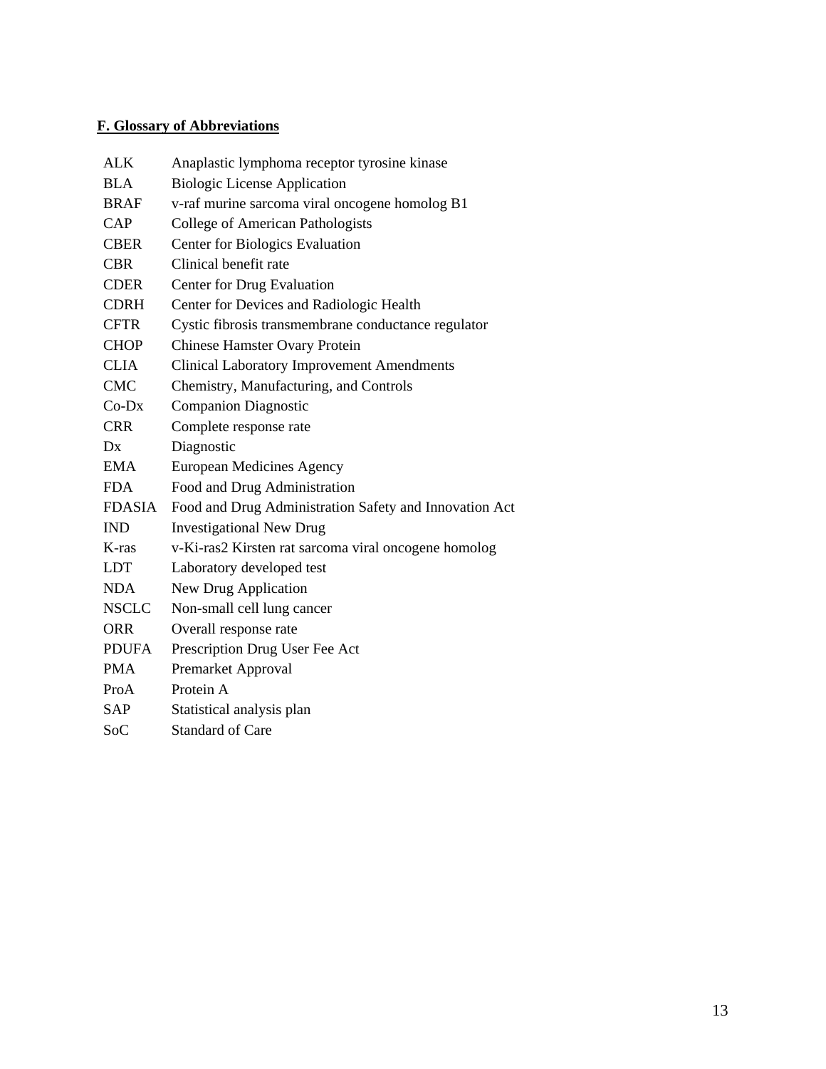## F. Glossary of Abbreviations

| | |
|---|---|
| ALK | Anaplastic lymphoma receptor tyrosine kinase |
| BLA | Biologic License Application |
| BRAF | v-raf murine sarcoma viral oncogene homolog B1 |
| CAP | College of American Pathologists |
| CBER | Center for Biologics Evaluation |
| CBR | Clinical benefit rate |
| CDER | Center for Drug Evaluation |
| CDRH | Center for Devices and Radiologic Health |
| CFTR | Cystic fibrosis transmembrane conductance regulator |
| CHOP | Chinese Hamster Ovary Protein |
| CLIA | Clinical Laboratory Improvement Amendments |
| CMC | Chemistry, Manufacturing, and Controls |
| Co-Dx | Companion Diagnostic |
| CRR | Complete response rate |
| Dx | Diagnostic |
| EMA | European Medicines Agency |
| FDA | Food and Drug Administration |
| FDASIA | Food and Drug Administration Safety and Innovation Act |
| IND | Investigational New Drug |
| K-ras | v-Ki-ras2 Kirsten rat sarcoma viral oncogene homolog |
| LDT | Laboratory developed test |
| NDA | New Drug Application |
| NSCLC | Non-small cell lung cancer |
| ORR | Overall response rate |
| PDUFA | Prescription Drug User Fee Act |
| PMA | Premarket Approval |
| ProA | Protein A |
| SAP | Statistical analysis plan |
| SoC | Standard of Care |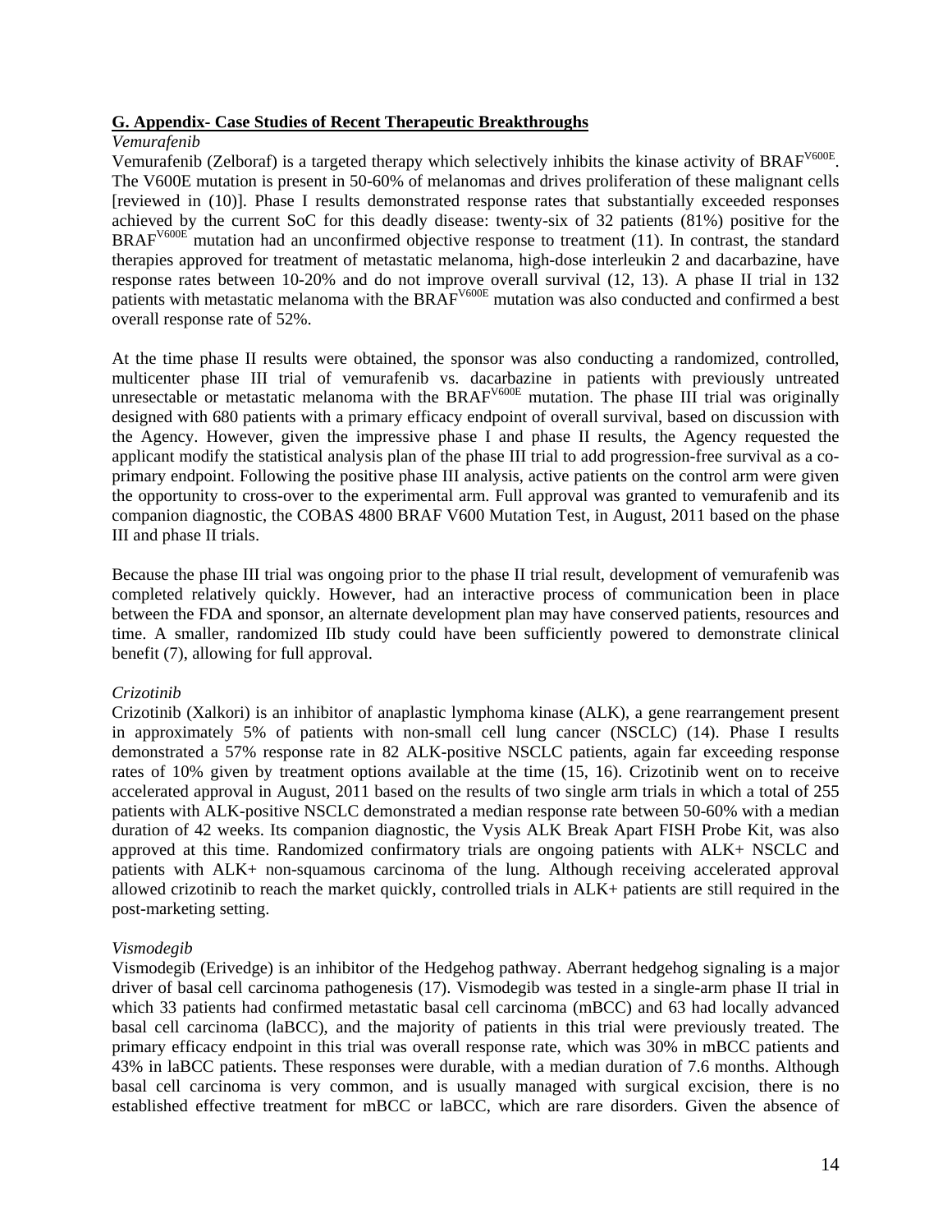## G. Appendix- Case Studies of Recent Therapeutic Breakthroughs

*Vemurafenib*

Vemurafenib (Zelboraf) is a targeted therapy which selectively inhibits the kinase activity of $BRAF^{V600E}$. The V600E mutation is present in 50-60% of melanomas and drives proliferation of these malignant cells [reviewed in (10)]. Phase I results demonstrated response rates that substantially exceeded responses achieved by the current SoC for this deadly disease: twenty-six of 32 patients (81%) positive for the $BRAF^{V600E}$ mutation had an unconfirmed objective response to treatment (11). In contrast, the standard therapies approved for treatment of metastatic melanoma, high-dose interleukin 2 and dacarbazine, have response rates between 10-20% and do not improve overall survival (12, 13). A phase II trial in 132 patients with metastatic melanoma with the $BRAF^{V600E}$ mutation was also conducted and confirmed a best overall response rate of 52%.

At the time phase II results were obtained, the sponsor was also conducting a randomized, controlled, multicenter phase III trial of vemurafenib vs. dacarbazine in patients with previously untreated unresectable or metastatic melanoma with the $BRAF^{V600E}$ mutation. The phase III trial was originally designed with 680 patients with a primary efficacy endpoint of overall survival, based on discussion with the Agency. However, given the impressive phase I and phase II results, the Agency requested the applicant modify the statistical analysis plan of the phase III trial to add progression-free survival as a co-primary endpoint. Following the positive phase III analysis, active patients on the control arm were given the opportunity to cross-over to the experimental arm. Full approval was granted to vemurafenib and its companion diagnostic, the COBAS 4800 BRAF V600 Mutation Test, in August, 2011 based on the phase III and phase II trials.

Because the phase III trial was ongoing prior to the phase II trial result, development of vemurafenib was completed relatively quickly. However, had an interactive process of communication been in place between the FDA and sponsor, an alternate development plan may have conserved patients, resources and time. A smaller, randomized IIb study could have been sufficiently powered to demonstrate clinical benefit (7), allowing for full approval.

*Crizotinib*

Crizotinib (Xalkori) is an inhibitor of anaplastic lymphoma kinase (ALK), a gene rearrangement present in approximately 5% of patients with non-small cell lung cancer (NSCLC) (14). Phase I results demonstrated a 57% response rate in 82 ALK-positive NSCLC patients, again far exceeding response rates of 10% given by treatment options available at the time (15, 16). Crizotinib went on to receive accelerated approval in August, 2011 based on the results of two single arm trials in which a total of 255 patients with ALK-positive NSCLC demonstrated a median response rate between 50-60% with a median duration of 42 weeks. Its companion diagnostic, the Vysis ALK Break Apart FISH Probe Kit, was also approved at this time. Randomized confirmatory trials are ongoing patients with ALK+ NSCLC and patients with ALK+ non-squamous carcinoma of the lung. Although receiving accelerated approval allowed crizotinib to reach the market quickly, controlled trials in ALK+ patients are still required in the post-marketing setting.

*Vismodegib*

Vismodegib (Erivedge) is an inhibitor of the Hedgehog pathway. Aberrant hedgehog signaling is a major driver of basal cell carcinoma pathogenesis (17). Vismodegib was tested in a single-arm phase II trial in which 33 patients had confirmed metastatic basal cell carcinoma (mBCC) and 63 had locally advanced basal cell carcinoma (laBCC), and the majority of patients in this trial were previously treated. The primary efficacy endpoint in this trial was overall response rate, which was 30% in mBCC patients and 43% in laBCC patients. These responses were durable, with a median duration of 7.6 months. Although basal cell carcinoma is very common, and is usually managed with surgical excision, there is no established effective treatment for mBCC or laBCC, which are rare disorders. Given the absence of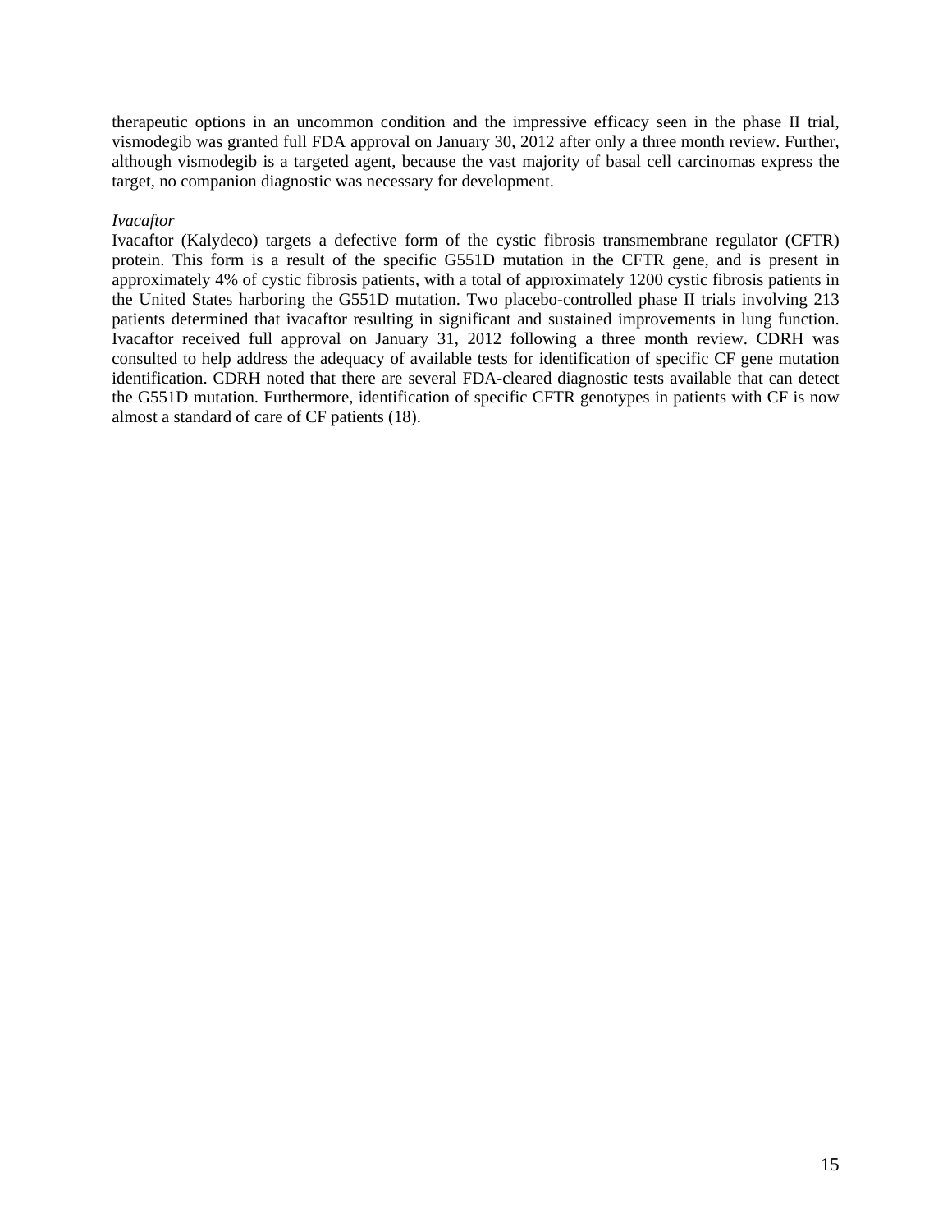therapeutic options in an uncommon condition and the impressive efficacy seen in the phase II trial, vismodegib was granted full FDA approval on January 30, 2012 after only a three month review. Further, although vismodegib is a targeted agent, because the vast majority of basal cell carcinomas express the target, no companion diagnostic was necessary for development.

*Ivacaftor*

Ivacaftor (Kalydeco) targets a defective form of the cystic fibrosis transmembrane regulator (CFTR) protein. This form is a result of the specific G551D mutation in the CFTR gene, and is present in approximately 4% of cystic fibrosis patients, with a total of approximately 1200 cystic fibrosis patients in the United States harboring the G551D mutation. Two placebo-controlled phase II trials involving 213 patients determined that ivacaftor resulting in significant and sustained improvements in lung function. Ivacaftor received full approval on January 31, 2012 following a three month review. CDRH was consulted to help address the adequacy of available tests for identification of specific CF gene mutation identification. CDRH noted that there are several FDA-cleared diagnostic tests available that can detect the G551D mutation. Furthermore, identification of specific CFTR genotypes in patients with CF is now almost a standard of care of CF patients (18).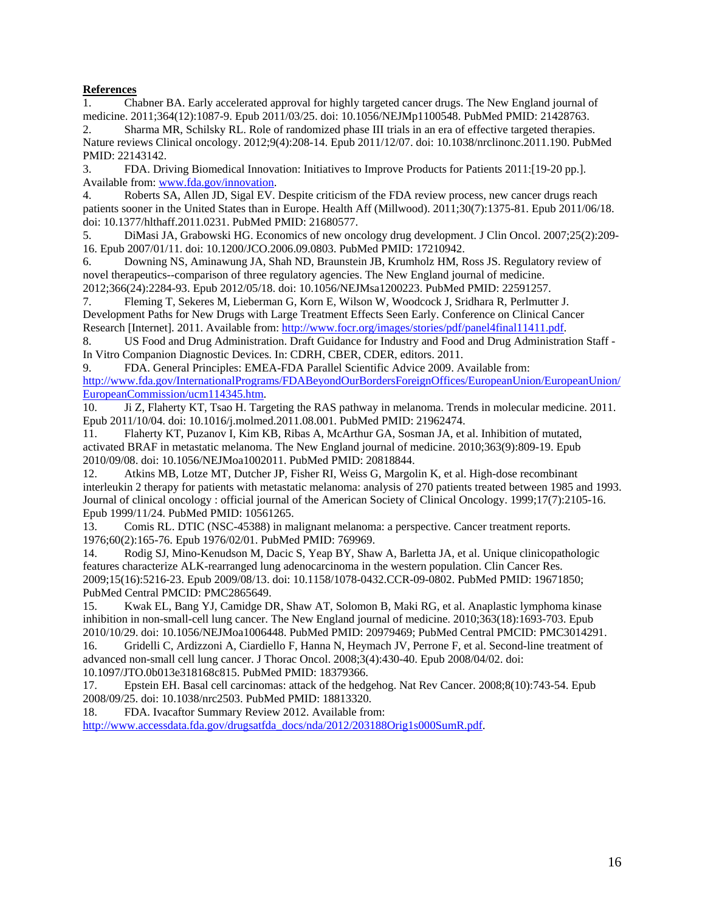**References**

1. Chabner BA. Early accelerated approval for highly targeted cancer drugs. The New England journal of medicine. 2011;364(12):1087-9. Epub 2011/03/25. doi: 10.1056/NEJMp1100548. PubMed PMID: 21428763.
2. Sharma MR, Schilsky RL. Role of randomized phase III trials in an era of effective targeted therapies. Nature reviews Clinical oncology. 2012;9(4):208-14. Epub 2011/12/07. doi: 10.1038/nrclinonc.2011.190. PubMed PMID: 22143142.
3. FDA. Driving Biomedical Innovation: Initiatives to Improve Products for Patients 2011:[19-20 pp.]. Available from: www.fda.gov/innovation.
4. Roberts SA, Allen JD, Sigal EV. Despite criticism of the FDA review process, new cancer drugs reach patients sooner in the United States than in Europe. Health Aff (Millwood). 2011;30(7):1375-81. Epub 2011/06/18. doi: 10.1377/hlthaff.2011.0231. PubMed PMID: 21680577.
5. DiMasi JA, Grabowski HG. Economics of new oncology drug development. J Clin Oncol. 2007;25(2):209-16. Epub 2007/01/11. doi: 10.1200/JCO.2006.09.0803. PubMed PMID: 17210942.
6. Downing NS, Aminawung JA, Shah ND, Braunstein JB, Krumholz HM, Ross JS. Regulatory review of novel therapeutics--comparison of three regulatory agencies. The New England journal of medicine. 2012;366(24):2284-93. Epub 2012/05/18. doi: 10.1056/NEJMsa1200223. PubMed PMID: 22591257.
7. Fleming T, Sekeres M, Lieberman G, Korn E, Wilson W, Woodcock J, Sridhara R, Perlmutter J. Development Paths for New Drugs with Large Treatment Effects Seen Early. Conference on Clinical Cancer Research [Internet]. 2011. Available from: http://www.focr.org/images/stories/pdf/panel4final11411.pdf.
8. US Food and Drug Administration. Draft Guidance for Industry and Food and Drug Administration Staff - In Vitro Companion Diagnostic Devices. In: CDRH, CBER, CDER, editors. 2011.
9. FDA. General Principles: EMEA-FDA Parallel Scientific Advice 2009. Available from: http://www.fda.gov/InternationalPrograms/FDABeyondOurBordersForeignOffices/EuropeanUnion/EuropeanUnion/EuropeanCommission/ucm114345.htm.
10. Ji Z, Flaherty KT, Tsao H. Targeting the RAS pathway in melanoma. Trends in molecular medicine. 2011. Epub 2011/10/04. doi: 10.1016/j.molmed.2011.08.001. PubMed PMID: 21962474.
11. Flaherty KT, Puzanov I, Kim KB, Ribas A, McArthur GA, Sosman JA, et al. Inhibition of mutated, activated BRAF in metastatic melanoma. The New England journal of medicine. 2010;363(9):809-19. Epub 2010/09/08. doi: 10.1056/NEJMoa1002011. PubMed PMID: 20818844.
12. Atkins MB, Lotze MT, Dutcher JP, Fisher RI, Weiss G, Margolin K, et al. High-dose recombinant interleukin 2 therapy for patients with metastatic melanoma: analysis of 270 patients treated between 1985 and 1993. Journal of clinical oncology : official journal of the American Society of Clinical Oncology. 1999;17(7):2105-16. Epub 1999/11/24. PubMed PMID: 10561265.
13. Comis RL. DTIC (NSC-45388) in malignant melanoma: a perspective. Cancer treatment reports. 1976;60(2):165-76. Epub 1976/02/01. PubMed PMID: 769969.
14. Rodig SJ, Mino-Kenudson M, Dacic S, Yeap BY, Shaw A, Barletta JA, et al. Unique clinicopathologic features characterize ALK-rearranged lung adenocarcinoma in the western population. Clin Cancer Res. 2009;15(16):5216-23. Epub 2009/08/13. doi: 10.1158/1078-0432.CCR-09-0802. PubMed PMID: 19671850; PubMed Central PMCID: PMC2865649.
15. Kwak EL, Bang YJ, Camidge DR, Shaw AT, Solomon B, Maki RG, et al. Anaplastic lymphoma kinase inhibition in non-small-cell lung cancer. The New England journal of medicine. 2010;363(18):1693-703. Epub 2010/10/29. doi: 10.1056/NEJMoa1006448. PubMed PMID: 20979469; PubMed Central PMCID: PMC3014291.
16. Gridelli C, Ardizzoni A, Ciardiello F, Hanna N, Heymach JV, Perrone F, et al. Second-line treatment of advanced non-small cell lung cancer. J Thorac Oncol. 2008;3(4):430-40. Epub 2008/04/02. doi: 10.1097/JTO.0b013e318168c815. PubMed PMID: 18379366.
17. Epstein EH. Basal cell carcinomas: attack of the hedgehog. Nat Rev Cancer. 2008;8(10):743-54. Epub 2008/09/25. doi: 10.1038/nrc2503. PubMed PMID: 18813320.
18. FDA. Ivacaftor Summary Review 2012. Available from: http://www.accessdata.fda.gov/drugsatfda_docs/nda/2012/203188Orig1s000SumR.pdf.